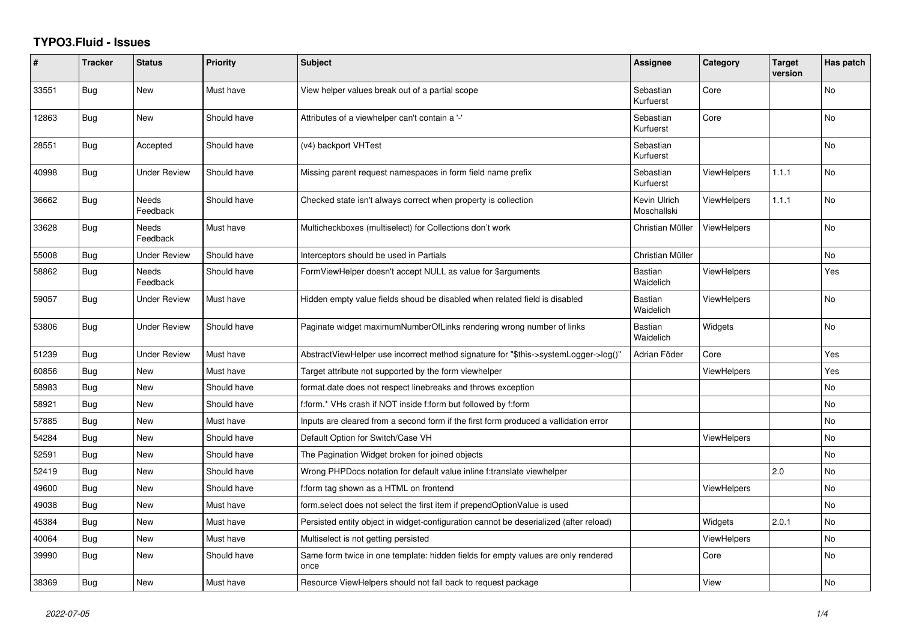# TYPO3.Fluid - Issues

| # | Tracker | Status | Priority | Subject | Assignee | Category | Target version | Has patch |
|---|---|---|---|---|---|---|---|---|
| 33551 | Bug | New | Must have | View helper values break out of a partial scope | Sebastian Kurfuerst | Core | | No |
| 12863 | Bug | New | Should have | Attributes of a viewhelper can't contain a '-' | Sebastian Kurfuerst | Core | | No |
| 28551 | Bug | Accepted | Should have | (v4) backport VHTest | Sebastian Kurfuerst | | | No |
| 40998 | Bug | Under Review | Should have | Missing parent request namespaces in form field name prefix | Sebastian Kurfuerst | ViewHelpers | 1.1.1 | No |
| 36662 | Bug | Needs Feedback | Should have | Checked state isn't always correct when property is collection | Kevin Ulrich Moschallski | ViewHelpers | 1.1.1 | No |
| 33628 | Bug | Needs Feedback | Must have | Multicheckboxes (multiselect) for Collections don't work | Christian Müller | ViewHelpers | | No |
| 55008 | Bug | Under Review | Should have | Interceptors should be used in Partials | Christian Müller | | | No |
| 58862 | Bug | Needs Feedback | Should have | FormViewHelper doesn't accept NULL as value for $arguments | Bastian Waidelich | ViewHelpers | | Yes |
| 59057 | Bug | Under Review | Must have | Hidden empty value fields shoud be disabled when related field is disabled | Bastian Waidelich | ViewHelpers | | No |
| 53806 | Bug | Under Review | Should have | Paginate widget maximumNumberOfLinks rendering wrong number of links | Bastian Waidelich | Widgets | | No |
| 51239 | Bug | Under Review | Must have | AbstractViewHelper use incorrect method signature for "$this->systemLogger->log()" | Adrian Föder | Core | | Yes |
| 60856 | Bug | New | Must have | Target attribute not supported by the form viewhelper | | ViewHelpers | | Yes |
| 58983 | Bug | New | Should have | format.date does not respect linebreaks and throws exception | | | | No |
| 58921 | Bug | New | Should have | f:form.* VHs crash if NOT inside f:form but followed by f:form | | | | No |
| 57885 | Bug | New | Must have | Inputs are cleared from a second form if the first form produced a vallidation error | | | | No |
| 54284 | Bug | New | Should have | Default Option for Switch/Case VH | | ViewHelpers | | No |
| 52591 | Bug | New | Should have | The Pagination Widget broken for joined objects | | | | No |
| 52419 | Bug | New | Should have | Wrong PHPDocs notation for default value inline f:translate viewhelper | | | 2.0 | No |
| 49600 | Bug | New | Should have | f:form tag shown as a HTML on frontend | | ViewHelpers | | No |
| 49038 | Bug | New | Must have | form.select does not select the first item if prependOptionValue is used | | | | No |
| 45384 | Bug | New | Must have | Persisted entity object in widget-configuration cannot be deserialized (after reload) | | Widgets | 2.0.1 | No |
| 40064 | Bug | New | Must have | Multiselect is not getting persisted | | ViewHelpers | | No |
| 39990 | Bug | New | Should have | Same form twice in one template: hidden fields for empty values are only rendered once | | Core | | No |
| 38369 | Bug | New | Must have | Resource ViewHelpers should not fall back to request package | | View | | No |

*2022-07-05*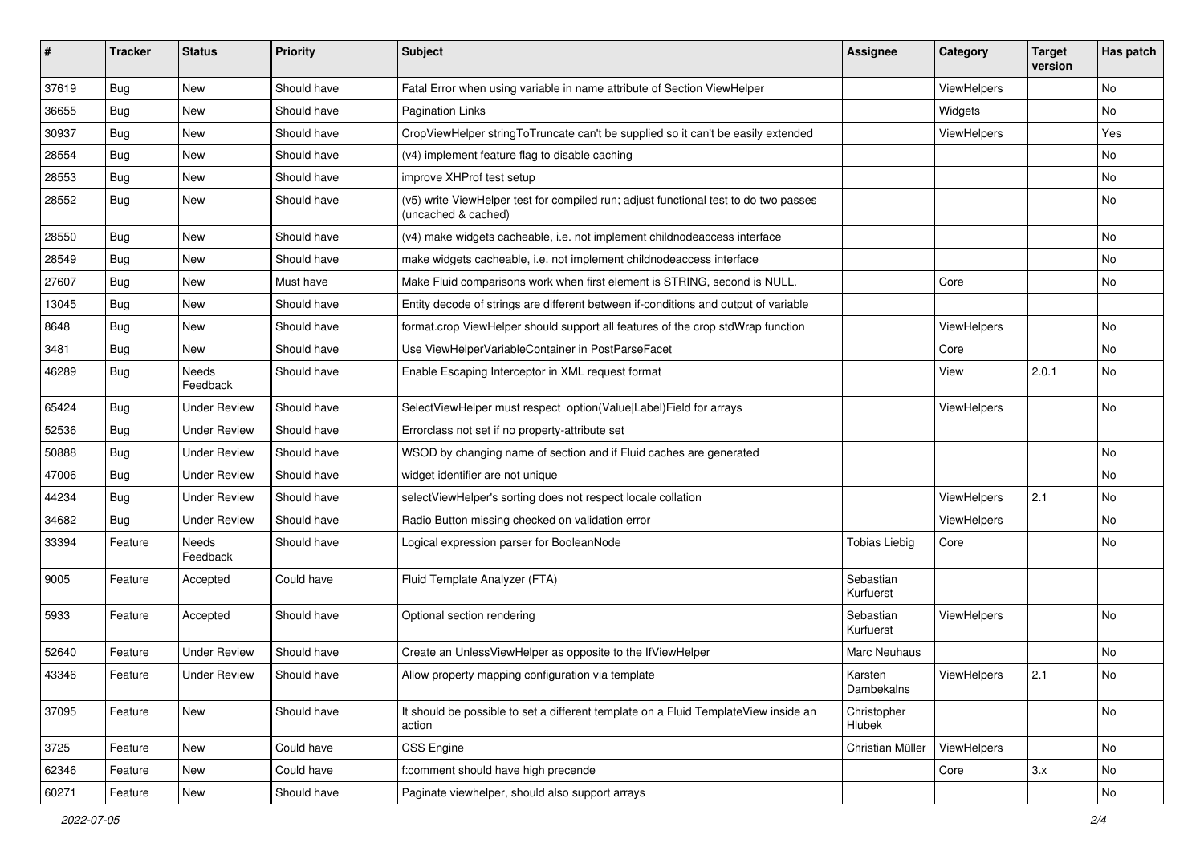| # | Tracker | Status | Priority | Subject | Assignee | Category | Target version | Has patch |
|---|---|---|---|---|---|---|---|---|
| 37619 | Bug | New | Should have | Fatal Error when using variable in name attribute of Section ViewHelper | | ViewHelpers | | No |
| 36655 | Bug | New | Should have | Pagination Links | | Widgets | | No |
| 30937 | Bug | New | Should have | CropViewHelper stringToTruncate can't be supplied so it can't be easily extended | | ViewHelpers | | Yes |
| 28554 | Bug | New | Should have | (v4) implement feature flag to disable caching | | | | No |
| 28553 | Bug | New | Should have | improve XHProf test setup | | | | No |
| 28552 | Bug | New | Should have | (v5) write ViewHelper test for compiled run; adjust functional test to do two passes (uncached & cached) | | | | No |
| 28550 | Bug | New | Should have | (v4) make widgets cacheable, i.e. not implement childnodeaccess interface | | | | No |
| 28549 | Bug | New | Should have | make widgets cacheable, i.e. not implement childnodeaccess interface | | | | No |
| 27607 | Bug | New | Must have | Make Fluid comparisons work when first element is STRING, second is NULL. | | Core | | No |
| 13045 | Bug | New | Should have | Entity decode of strings are different between if-conditions and output of variable | | | | |
| 8648 | Bug | New | Should have | format.crop ViewHelper should support all features of the crop stdWrap function | | ViewHelpers | | No |
| 3481 | Bug | New | Should have | Use ViewHelperVariableContainer in PostParseFacet | | Core | | No |
| 46289 | Bug | Needs Feedback | Should have | Enable Escaping Interceptor in XML request format | | View | 2.0.1 | No |
| 65424 | Bug | Under Review | Should have | SelectViewHelper must respect option(Value\|Label)Field for arrays | | ViewHelpers | | No |
| 52536 | Bug | Under Review | Should have | Errorclass not set if no property-attribute set | | | | |
| 50888 | Bug | Under Review | Should have | WSOD by changing name of section and if Fluid caches are generated | | | | No |
| 47006 | Bug | Under Review | Should have | widget identifier are not unique | | | | No |
| 44234 | Bug | Under Review | Should have | selectViewHelper's sorting does not respect locale collation | | ViewHelpers | 2.1 | No |
| 34682 | Bug | Under Review | Should have | Radio Button missing checked on validation error | | ViewHelpers | | No |
| 33394 | Feature | Needs Feedback | Should have | Logical expression parser for BooleanNode | Tobias Liebig | Core | | No |
| 9005 | Feature | Accepted | Could have | Fluid Template Analyzer (FTA) | Sebastian Kurfuerst | | | |
| 5933 | Feature | Accepted | Should have | Optional section rendering | Sebastian Kurfuerst | ViewHelpers | | No |
| 52640 | Feature | Under Review | Should have | Create an UnlessViewHelper as opposite to the IfViewHelper | Marc Neuhaus | | | No |
| 43346 | Feature | Under Review | Should have | Allow property mapping configuration via template | Karsten Dambekalns | ViewHelpers | 2.1 | No |
| 37095 | Feature | New | Should have | It should be possible to set a different template on a Fluid TemplateView inside an action | Christopher Hlubek | | | No |
| 3725 | Feature | New | Could have | CSS Engine | Christian Müller | ViewHelpers | | No |
| 62346 | Feature | New | Could have | f:comment should have high precende | | Core | 3.x | No |
| 60271 | Feature | New | Should have | Paginate viewhelper, should also support arrays | | | | No |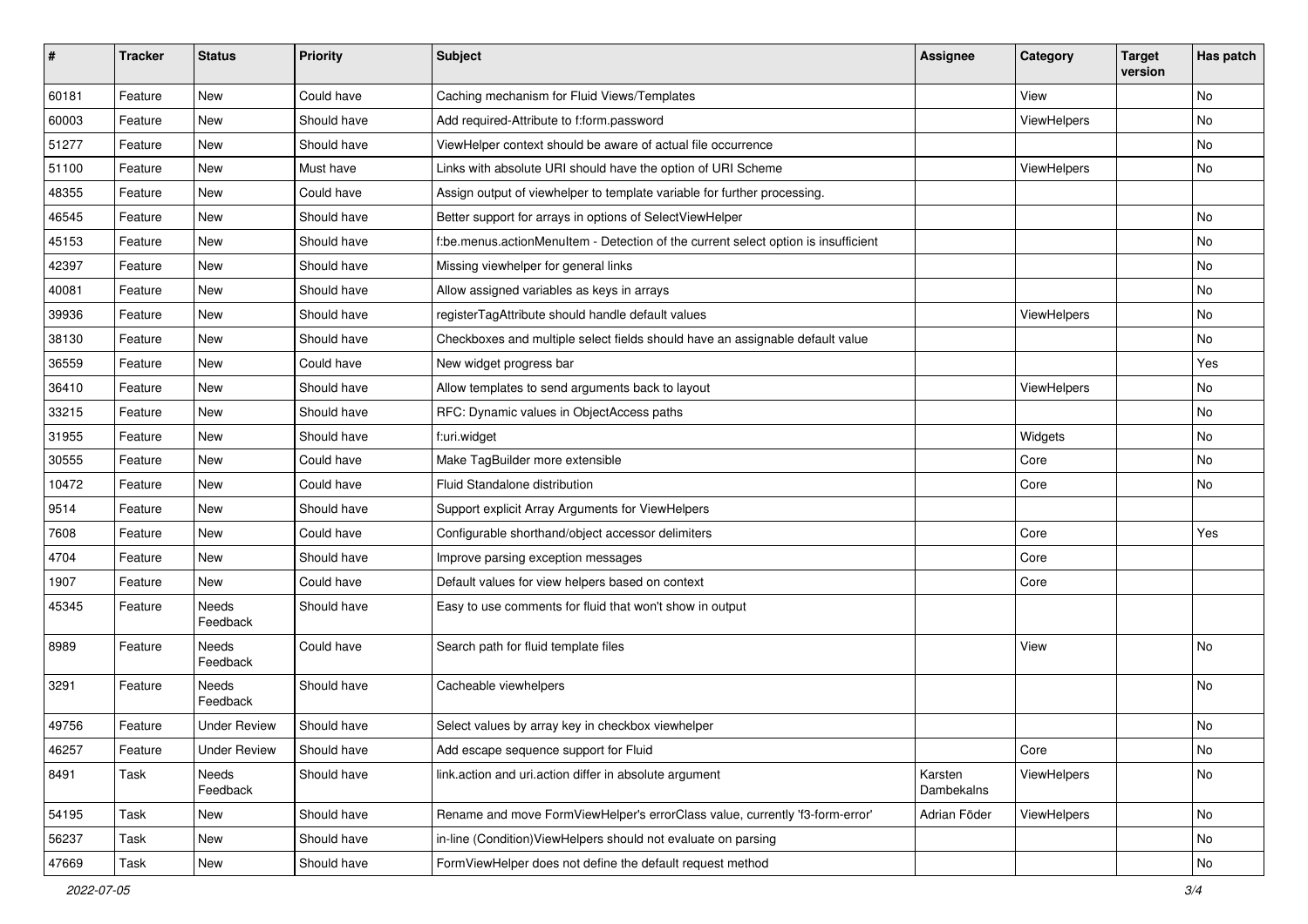| # | Tracker | Status | Priority | Subject | Assignee | Category | Target version | Has patch |
| --- | --- | --- | --- | --- | --- | --- | --- | --- |
| 60181 | Feature | New | Could have | Caching mechanism for Fluid Views/Templates | | View | | No |
| 60003 | Feature | New | Should have | Add required-Attribute to f:form.password | | ViewHelpers | | No |
| 51277 | Feature | New | Should have | ViewHelper context should be aware of actual file occurrence | | | | No |
| 51100 | Feature | New | Must have | Links with absolute URI should have the option of URI Scheme | | ViewHelpers | | No |
| 48355 | Feature | New | Could have | Assign output of viewhelper to template variable for further processing. | | | | |
| 46545 | Feature | New | Should have | Better support for arrays in options of SelectViewHelper | | | | No |
| 45153 | Feature | New | Should have | f:be.menus.actionMenuItem - Detection of the current select option is insufficient | | | | No |
| 42397 | Feature | New | Should have | Missing viewhelper for general links | | | | No |
| 40081 | Feature | New | Should have | Allow assigned variables as keys in arrays | | | | No |
| 39936 | Feature | New | Should have | registerTagAttribute should handle default values | | ViewHelpers | | No |
| 38130 | Feature | New | Should have | Checkboxes and multiple select fields should have an assignable default value | | | | No |
| 36559 | Feature | New | Could have | New widget progress bar | | | | Yes |
| 36410 | Feature | New | Should have | Allow templates to send arguments back to layout | | ViewHelpers | | No |
| 33215 | Feature | New | Should have | RFC: Dynamic values in ObjectAccess paths | | | | No |
| 31955 | Feature | New | Should have | f:uri.widget | | Widgets | | No |
| 30555 | Feature | New | Could have | Make TagBuilder more extensible | | Core | | No |
| 10472 | Feature | New | Could have | Fluid Standalone distribution | | Core | | No |
| 9514 | Feature | New | Should have | Support explicit Array Arguments for ViewHelpers | | | | |
| 7608 | Feature | New | Could have | Configurable shorthand/object accessor delimiters | | Core | | Yes |
| 4704 | Feature | New | Should have | Improve parsing exception messages | | Core | | |
| 1907 | Feature | New | Could have | Default values for view helpers based on context | | Core | | |
| 45345 | Feature | Needs Feedback | Should have | Easy to use comments for fluid that won't show in output | | | | |
| 8989 | Feature | Needs Feedback | Could have | Search path for fluid template files | | View | | No |
| 3291 | Feature | Needs Feedback | Should have | Cacheable viewhelpers | | | | No |
| 49756 | Feature | Under Review | Should have | Select values by array key in checkbox viewhelper | | | | No |
| 46257 | Feature | Under Review | Should have | Add escape sequence support for Fluid | | Core | | No |
| 8491 | Task | Needs Feedback | Should have | link.action and uri.action differ in absolute argument | Karsten Dambekalns | ViewHelpers | | No |
| 54195 | Task | New | Should have | Rename and move FormViewHelper's errorClass value, currently 'f3-form-error' | Adrian Föder | ViewHelpers | | No |
| 56237 | Task | New | Should have | in-line (Condition)ViewHelpers should not evaluate on parsing | | | | No |
| 47669 | Task | New | Should have | FormViewHelper does not define the default request method | | | | No |

*2022-07-05*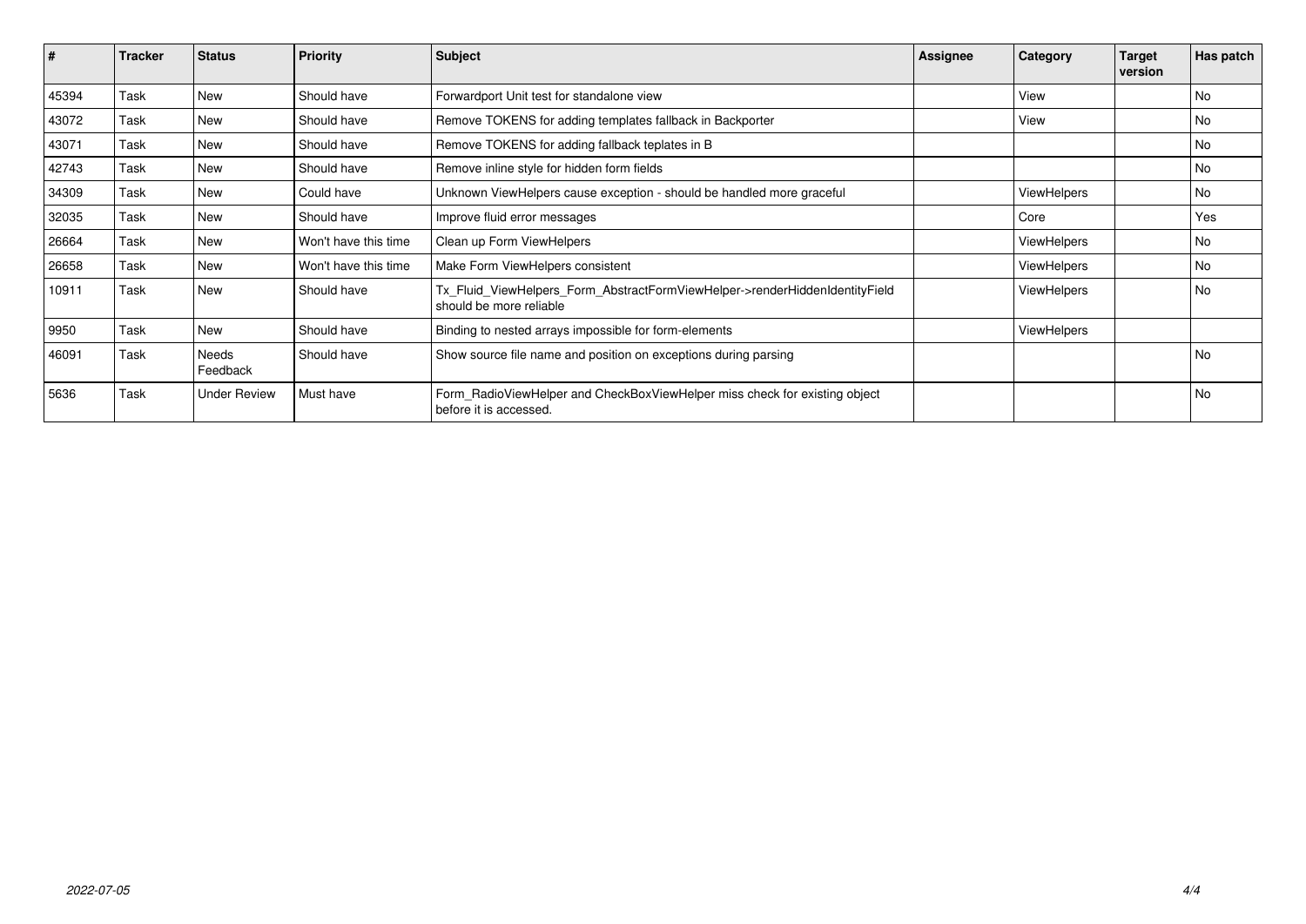| # | Tracker | Status | Priority | Subject | Assignee | Category | Target version | Has patch |
|---|---|---|---|---|---|---|---|---|
| 45394 | Task | New | Should have | Forwardport Unit test for standalone view | | View | | No |
| 43072 | Task | New | Should have | Remove TOKENS for adding templates fallback in Backporter | | View | | No |
| 43071 | Task | New | Should have | Remove TOKENS for adding fallback teplates in B | | | | No |
| 42743 | Task | New | Should have | Remove inline style for hidden form fields | | | | No |
| 34309 | Task | New | Could have | Unknown ViewHelpers cause exception - should be handled more graceful | | ViewHelpers | | No |
| 32035 | Task | New | Should have | Improve fluid error messages | | Core | | Yes |
| 26664 | Task | New | Won't have this time | Clean up Form ViewHelpers | | ViewHelpers | | No |
| 26658 | Task | New | Won't have this time | Make Form ViewHelpers consistent | | ViewHelpers | | No |
| 10911 | Task | New | Should have | Tx_Fluid_ViewHelpers_Form_AbstractFormViewHelper->renderHiddenIdentityField should be more reliable | | ViewHelpers | | No |
| 9950 | Task | New | Should have | Binding to nested arrays impossible for form-elements | | ViewHelpers | | |
| 46091 | Task | Needs Feedback | Should have | Show source file name and position on exceptions during parsing | | | | No |
| 5636 | Task | Under Review | Must have | Form_RadioViewHelper and CheckBoxViewHelper miss check for existing object before it is accessed. | | | | No |

*2022-07-05*